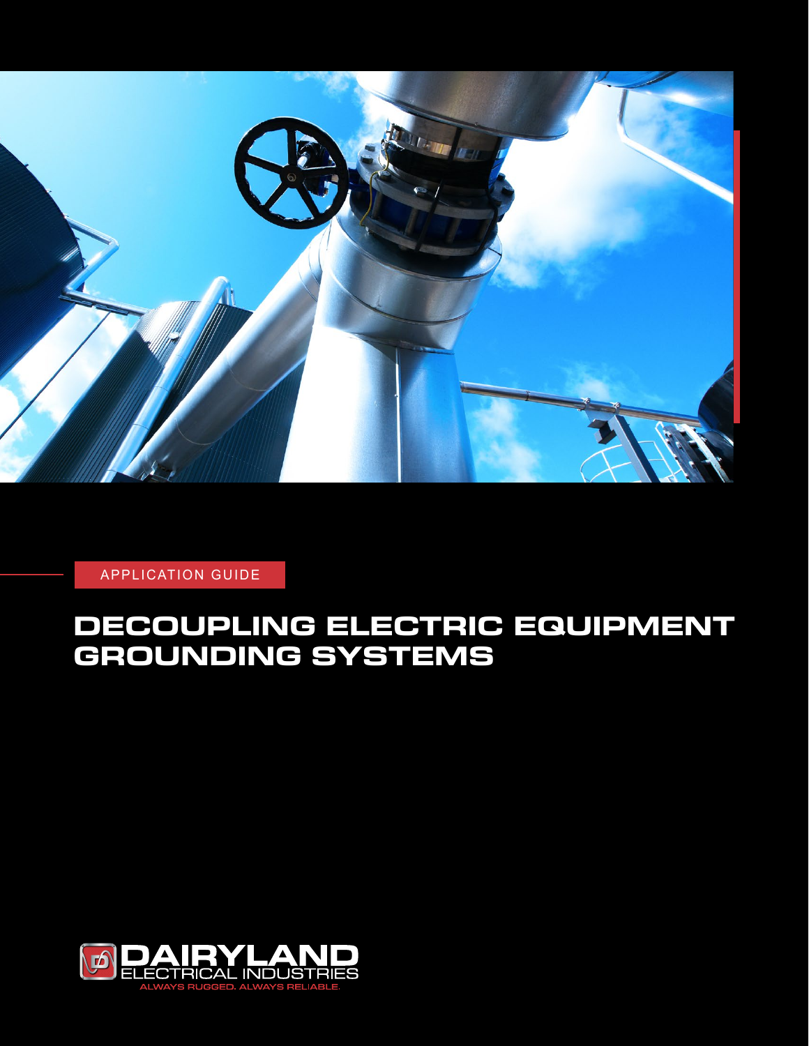APPLICATION GUIDE

# DECOUPLING ELECTRIC EQUIPMENT GROUNDING SYSTEMS

DAIRYLAND ELECTRICAL INDUSTRIES

ALWAYS RUGGED. ALWAYS RELIABLE.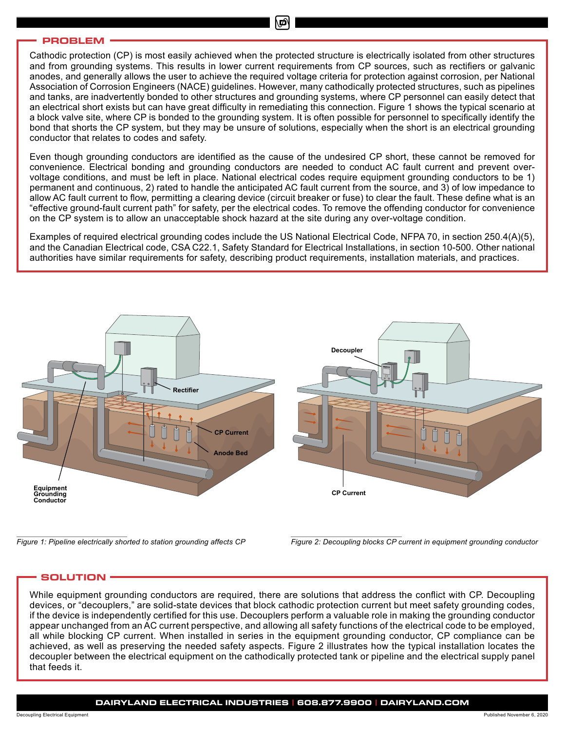## PROBLEM

Cathodic protection (CP) is most easily achieved when the protected structure is electrically isolated from other structures and from grounding systems. This results in lower current requirements from CP sources, such as rectifiers or galvanic anodes, and generally allows the user to achieve the required voltage criteria for protection against corrosion, per National Association of Corrosion Engineers (NACE) guidelines. However, many cathodically protected structures, such as pipelines and tanks, are inadvertently bonded to other structures and grounding systems, where CP personnel can easily detect that an electrical short exists but can have great difficulty in remediating this connection. Figure 1 shows the typical scenario at a block valve site, where CP is bonded to the grounding system. It is often possible for personnel to specifically identify the bond that shorts the CP system, but they may be unsure of solutions, especially when the short is an electrical grounding conductor that relates to codes and safety.

Even though grounding conductors are identified as the cause of the undesired CP short, these cannot be removed for convenience. Electrical bonding and grounding conductors are needed to conduct AC fault current and prevent over-voltage conditions, and must be left in place. National electrical codes require equipment grounding conductors to be 1) permanent and continuous, 2) rated to handle the anticipated AC fault current from the source, and 3) of low impedance to allow AC fault current to flow, permitting a clearing device (circuit breaker or fuse) to clear the fault. These define what is an "effective ground-fault current path" for safety, per the electrical codes. To remove the offending conductor for convenience on the CP system is to allow an unacceptable shock hazard at the site during any over-voltage condition.

Examples of required electrical grounding codes include the US National Electrical Code, NFPA 70, in section 250.4(A)(5), and the Canadian Electrical code, CSA C22.1, Safety Standard for Electrical Installations, in section 10-500. Other national authorities have similar requirements for safety, describing product requirements, installation materials, and practices.

*Figure 1: Pipeline electrically shorted to station grounding affects CP*

*Figure 2: Decoupling blocks CP current in equipment grounding conductor*

## SOLUTION

While equipment grounding conductors are required, there are solutions that address the conflict with CP. Decoupling devices, or "decouplers," are solid-state devices that block cathodic protection current but meet safety grounding codes, if the device is independently certified for this use. Decouplers perform a valuable role in making the grounding conductor appear unchanged from an AC current perspective, and allowing all safety functions of the electrical code to be employed, all while blocking CP current. When installed in series in the equipment grounding conductor, CP compliance can be achieved, as well as preserving the needed safety aspects. Figure 2 illustrates how the typical installation locates the decoupler between the electrical equipment on the cathodically protected tank or pipeline and the electrical supply panel that feeds it.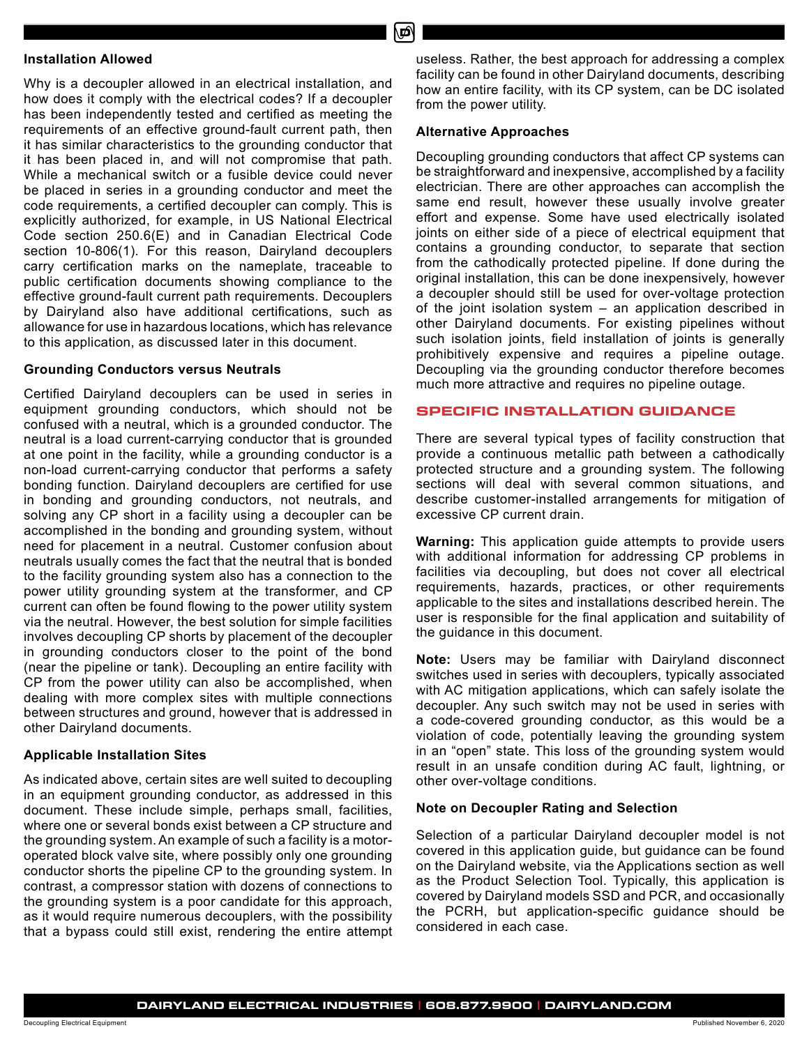### Installation Allowed

Why is a decoupler allowed in an electrical installation, and how does it comply with the electrical codes? If a decoupler has been independently tested and certified as meeting the requirements of an effective ground-fault current path, then it has similar characteristics to the grounding conductor that it has been placed in, and will not compromise that path. While a mechanical switch or a fusible device could never be placed in series in a grounding conductor and meet the code requirements, a certified decoupler can comply. This is explicitly authorized, for example, in US National Electrical Code section 250.6(E) and in Canadian Electrical Code section 10-806(1). For this reason, Dairyland decouplers carry certification marks on the nameplate, traceable to public certification documents showing compliance to the effective ground-fault current path requirements. Decouplers by Dairyland also have additional certifications, such as allowance for use in hazardous locations, which has relevance to this application, as discussed later in this document.

### Grounding Conductors versus Neutrals

Certified Dairyland decouplers can be used in series in equipment grounding conductors, which should not be confused with a neutral, which is a grounded conductor. The neutral is a load current-carrying conductor that is grounded at one point in the facility, while a grounding conductor is a non-load current-carrying conductor that performs a safety bonding function. Dairyland decouplers are certified for use in bonding and grounding conductors, not neutrals, and solving any CP short in a facility using a decoupler can be accomplished in the bonding and grounding system, without need for placement in a neutral. Customer confusion about neutrals usually comes the fact that the neutral that is bonded to the facility grounding system also has a connection to the power utility grounding system at the transformer, and CP current can often be found flowing to the power utility system via the neutral. However, the best solution for simple facilities involves decoupling CP shorts by placement of the decoupler in grounding conductors closer to the point of the bond (near the pipeline or tank). Decoupling an entire facility with CP from the power utility can also be accomplished, when dealing with more complex sites with multiple connections between structures and ground, however that is addressed in other Dairyland documents.

### Applicable Installation Sites

As indicated above, certain sites are well suited to decoupling in an equipment grounding conductor, as addressed in this document. These include simple, perhaps small, facilities, where one or several bonds exist between a CP structure and the grounding system. An example of such a facility is a motor-operated block valve site, where possibly only one grounding conductor shorts the pipeline CP to the grounding system. In contrast, a compressor station with dozens of connections to the grounding system is a poor candidate for this approach, as it would require numerous decouplers, with the possibility that a bypass could still exist, rendering the entire attempt useless. Rather, the best approach for addressing a complex facility can be found in other Dairyland documents, describing how an entire facility, with its CP system, can be DC isolated from the power utility.

### Alternative Approaches

Decoupling grounding conductors that affect CP systems can be straightforward and inexpensive, accomplished by a facility electrician. There are other approaches can accomplish the same end result, however these usually involve greater effort and expense. Some have used electrically isolated joints on either side of a piece of electrical equipment that contains a grounding conductor, to separate that section from the cathodically protected pipeline. If done during the original installation, this can be done inexpensively, however a decoupler should still be used for over-voltage protection of the joint isolation system – an application described in other Dairyland documents. For existing pipelines without such isolation joints, field installation of joints is generally prohibitively expensive and requires a pipeline outage. Decoupling via the grounding conductor therefore becomes much more attractive and requires no pipeline outage.

## SPECIFIC INSTALLATION GUIDANCE

There are several typical types of facility construction that provide a continuous metallic path between a cathodically protected structure and a grounding system. The following sections will deal with several common situations, and describe customer-installed arrangements for mitigation of excessive CP current drain.

**Warning:** This application guide attempts to provide users with additional information for addressing CP problems in facilities via decoupling, but does not cover all electrical requirements, hazards, practices, or other requirements applicable to the sites and installations described herein. The user is responsible for the final application and suitability of the guidance in this document.

**Note:** Users may be familiar with Dairyland disconnect switches used in series with decouplers, typically associated with AC mitigation applications, which can safely isolate the decoupler. Any such switch may not be used in series with a code-covered grounding conductor, as this would be a violation of code, potentially leaving the grounding system in an "open" state. This loss of the grounding system would result in an unsafe condition during AC fault, lightning, or other over-voltage conditions.

### Note on Decoupler Rating and Selection

Selection of a particular Dairyland decoupler model is not covered in this application guide, but guidance can be found on the Dairyland website, via the Applications section as well as the Product Selection Tool. Typically, this application is covered by Dairyland models SSD and PCR, and occasionally the PCRH, but application-specific guidance should be considered in each case.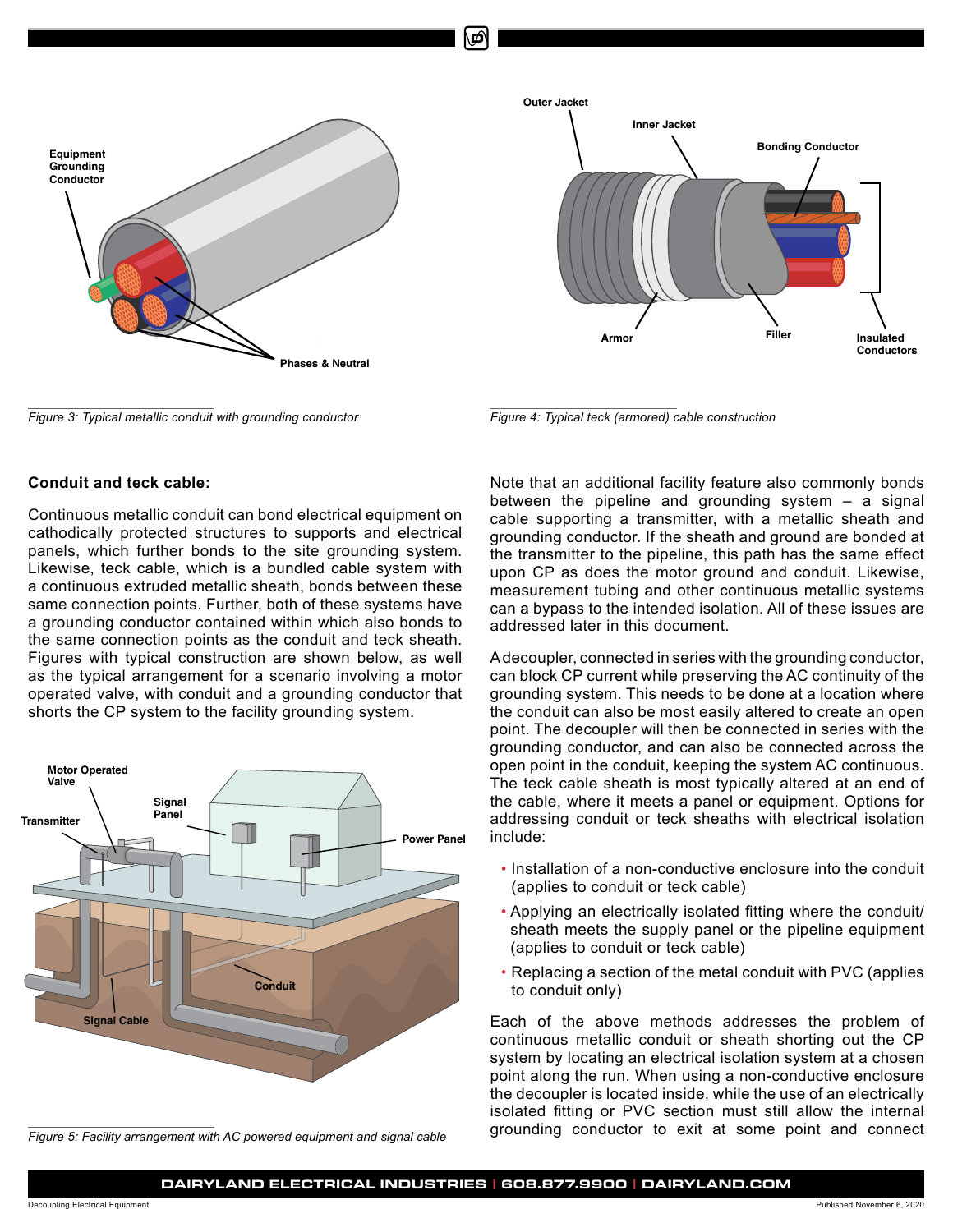Figure 3: Typical metallic conduit with grounding conductor

Figure 4: Typical teck (armored) cable construction

**Conduit and teck cable:**

Continuous metallic conduit can bond electrical equipment on cathodically protected structures to supports and electrical panels, which further bonds to the site grounding system. Likewise, teck cable, which is a bundled cable system with a continuous extruded metallic sheath, bonds between these same connection points. Further, both of these systems have a grounding conductor contained within which also bonds to the same connection points as the conduit and teck sheath. Figures with typical construction are shown below, as well as the typical arrangement for a scenario involving a motor operated valve, with conduit and a grounding conductor that shorts the CP system to the facility grounding system.

Figure 5: Facility arrangement with AC powered equipment and signal cable

Note that an additional facility feature also commonly bonds between the pipeline and grounding system – a signal cable supporting a transmitter, with a metallic sheath and grounding conductor. If the sheath and ground are bonded at the transmitter to the pipeline, this path has the same effect upon CP as does the motor ground and conduit. Likewise, measurement tubing and other continuous metallic systems can a bypass to the intended isolation. All of these issues are addressed later in this document.

A decoupler, connected in series with the grounding conductor, can block CP current while preserving the AC continuity of the grounding system. This needs to be done at a location where the conduit can also be most easily altered to create an open point. The decoupler will then be connected in series with the grounding conductor, and can also be connected across the open point in the conduit, keeping the system AC continuous. The teck cable sheath is most typically altered at an end of the cable, where it meets a panel or equipment. Options for addressing conduit or teck sheaths with electrical isolation include:

- Installation of a non-conductive enclosure into the conduit (applies to conduit or teck cable)
- Applying an electrically isolated fitting where the conduit/sheath meets the supply panel or the pipeline equipment (applies to conduit or teck cable)
- Replacing a section of the metal conduit with PVC (applies to conduit only)

Each of the above methods addresses the problem of continuous metallic conduit or sheath shorting out the CP system by locating an electrical isolation system at a chosen point along the run. When using a non-conductive enclosure the decoupler is located inside, while the use of an electrically isolated fitting or PVC section must still allow the internal grounding conductor to exit at some point and connect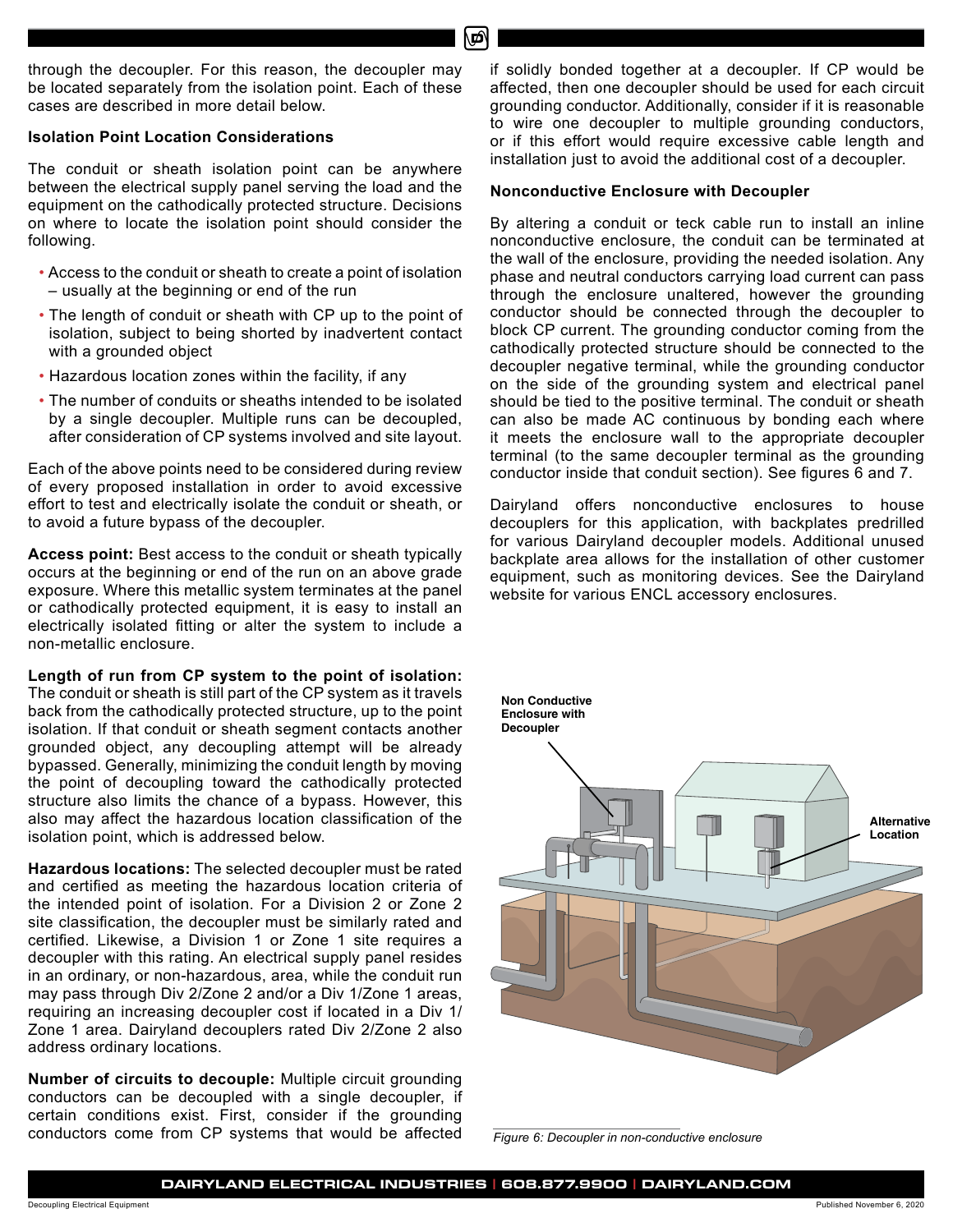through the decoupler. For this reason, the decoupler may be located separately from the isolation point. Each of these cases are described in more detail below.

**Isolation Point Location Considerations**

The conduit or sheath isolation point can be anywhere between the electrical supply panel serving the load and the equipment on the cathodically protected structure. Decisions on where to locate the isolation point should consider the following.

- Access to the conduit or sheath to create a point of isolation – usually at the beginning or end of the run
- The length of conduit or sheath with CP up to the point of isolation, subject to being shorted by inadvertent contact with a grounded object
- Hazardous location zones within the facility, if any
- The number of conduits or sheaths intended to be isolated by a single decoupler. Multiple runs can be decoupled, after consideration of CP systems involved and site layout.

Each of the above points need to be considered during review of every proposed installation in order to avoid excessive effort to test and electrically isolate the conduit or sheath, or to avoid a future bypass of the decoupler.

**Access point:** Best access to the conduit or sheath typically occurs at the beginning or end of the run on an above grade exposure. Where this metallic system terminates at the panel or cathodically protected equipment, it is easy to install an electrically isolated fitting or alter the system to include a non-metallic enclosure.

**Length of run from CP system to the point of isolation:** The conduit or sheath is still part of the CP system as it travels back from the cathodically protected structure, up to the point isolation. If that conduit or sheath segment contacts another grounded object, any decoupling attempt will be already bypassed. Generally, minimizing the conduit length by moving the point of decoupling toward the cathodically protected structure also limits the chance of a bypass. However, this also may affect the hazardous location classification of the isolation point, which is addressed below.

**Hazardous locations:** The selected decoupler must be rated and certified as meeting the hazardous location criteria of the intended point of isolation. For a Division 2 or Zone 2 site classification, the decoupler must be similarly rated and certified. Likewise, a Division 1 or Zone 1 site requires a decoupler with this rating. An electrical supply panel resides in an ordinary, or non-hazardous, area, while the conduit run may pass through Div 2/Zone 2 and/or a Div 1/Zone 1 areas, requiring an increasing decoupler cost if located in a Div 1/ Zone 1 area. Dairyland decouplers rated Div 2/Zone 2 also address ordinary locations.

**Number of circuits to decouple:** Multiple circuit grounding conductors can be decoupled with a single decoupler, if certain conditions exist. First, consider if the grounding conductors come from CP systems that would be affected if solidly bonded together at a decoupler. If CP would be affected, then one decoupler should be used for each circuit grounding conductor. Additionally, consider if it is reasonable to wire one decoupler to multiple grounding conductors, or if this effort would require excessive cable length and installation just to avoid the additional cost of a decoupler.

**Nonconductive Enclosure with Decoupler**

By altering a conduit or teck cable run to install an inline nonconductive enclosure, the conduit can be terminated at the wall of the enclosure, providing the needed isolation. Any phase and neutral conductors carrying load current can pass through the enclosure unaltered, however the grounding conductor should be connected through the decoupler to block CP current. The grounding conductor coming from the cathodically protected structure should be connected to the decoupler negative terminal, while the grounding conductor on the side of the grounding system and electrical panel should be tied to the positive terminal. The conduit or sheath can also be made AC continuous by bonding each where it meets the enclosure wall to the appropriate decoupler terminal (to the same decoupler terminal as the grounding conductor inside that conduit section). See figures 6 and 7.

Dairyland offers nonconductive enclosures to house decouplers for this application, with backplates predrilled for various Dairyland decoupler models. Additional unused backplate area allows for the installation of other customer equipment, such as monitoring devices. See the Dairyland website for various ENCL accessory enclosures.

*Figure 6: Decoupler in non-conductive enclosure*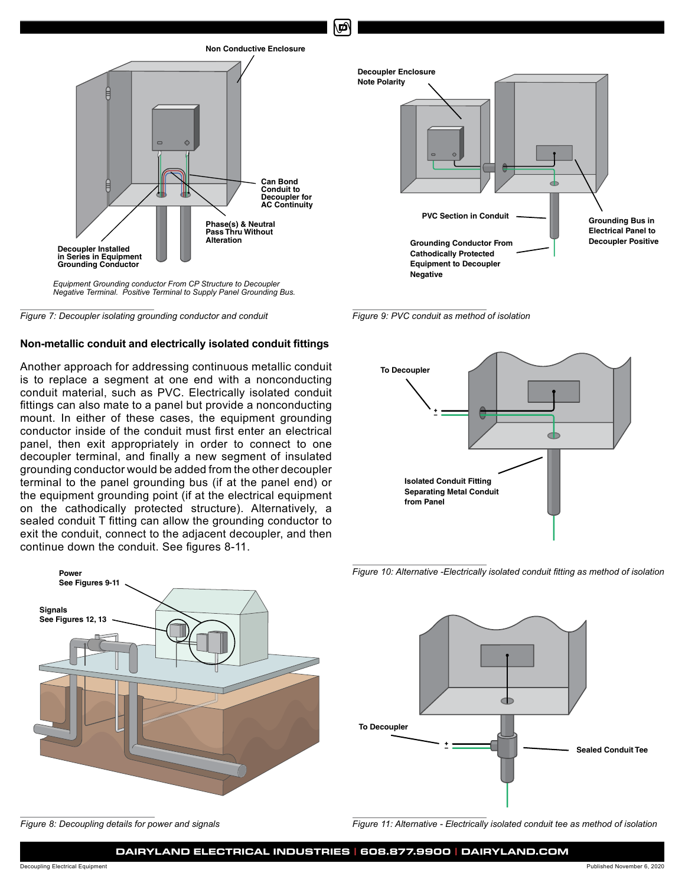Non Conductive Enclosure

Can Bond Conduit to Decoupler for AC Continuity

Phase(s) & Neutral Pass Thru Without Alteration

Decoupler Installed in Series in Equipment Grounding Conductor

*Equipment Grounding conductor From CP Structure to Decoupler Negative Terminal. Positive Terminal to Supply Panel Grounding Bus.*

*Figure 7: Decoupler isolating grounding conductor and conduit*

Decoupler Enclosure Note Polarity

PVC Section in Conduit

Grounding Bus in Electrical Panel to Decoupler Positive

Grounding Conductor From Cathodically Protected Equipment to Decoupler Negative

*Figure 9: PVC conduit as method of isolation*

## Non-metallic conduit and electrically isolated conduit fittings

Another approach for addressing continuous metallic conduit is to replace a segment at one end with a nonconducting conduit material, such as PVC. Electrically isolated conduit fittings can also mate to a panel but provide a nonconducting mount. In either of these cases, the equipment grounding conductor inside of the conduit must first enter an electrical panel, then exit appropriately in order to connect to one decoupler terminal, and finally a new segment of insulated grounding conductor would be added from the other decoupler terminal to the panel grounding bus (if at the panel end) or the equipment grounding point (if at the electrical equipment on the cathodically protected structure). Alternatively, a sealed conduit T fitting can allow the grounding conductor to exit the conduit, connect to the adjacent decoupler, and then continue down the conduit. See figures 8-11.

To Decoupler

Isolated Conduit Fitting Separating Metal Conduit from Panel

*Figure 10: Alternative -Electrically isolated conduit fitting as method of isolation*

Power
See Figures 9-11

Signals
See Figures 12, 13

*Figure 8: Decoupling details for power and signals*

To Decoupler

Sealed Conduit Tee

*Figure 11: Alternative - Electrically isolated conduit tee as method of isolation*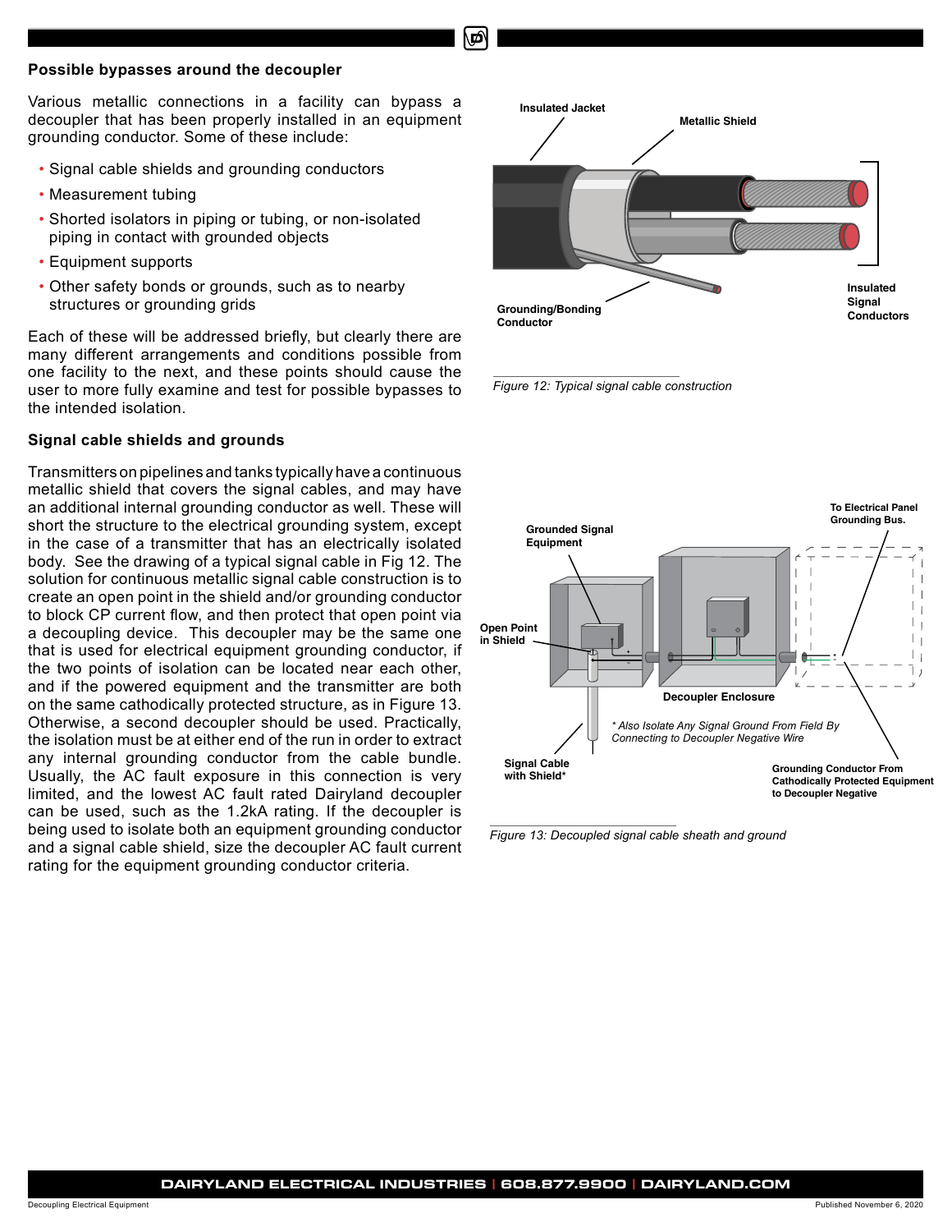## Possible bypasses around the decoupler

Various metallic connections in a facility can bypass a decoupler that has been properly installed in an equipment grounding conductor. Some of these include:

- Signal cable shields and grounding conductors
- Measurement tubing
- Shorted isolators in piping or tubing, or non-isolated piping in contact with grounded objects
- Equipment supports
- Other safety bonds or grounds, such as to nearby structures or grounding grids

Each of these will be addressed briefly, but clearly there are many different arrangements and conditions possible from one facility to the next, and these points should cause the user to more fully examine and test for possible bypasses to the intended isolation.

## Signal cable shields and grounds

Transmitters on pipelines and tanks typically have a continuous metallic shield that covers the signal cables, and may have an additional internal grounding conductor as well. These will short the structure to the electrical grounding system, except in the case of a transmitter that has an electrically isolated body. See the drawing of a typical signal cable in Fig 12. The solution for continuous metallic signal cable construction is to create an open point in the shield and/or grounding conductor to block CP current flow, and then protect that open point via a decoupling device. This decoupler may be the same one that is used for electrical equipment grounding conductor, if the two points of isolation can be located near each other, and if the powered equipment and the transmitter are both on the same cathodically protected structure, as in Figure 13. Otherwise, a second decoupler should be used. Practically, the isolation must be at either end of the run in order to extract any internal grounding conductor from the cable bundle. Usually, the AC fault exposure in this connection is very limited, and the lowest AC fault rated Dairyland decoupler can be used, such as the 1.2kA rating. If the decoupler is being used to isolate both an equipment grounding conductor and a signal cable shield, size the decoupler AC fault current rating for the equipment grounding conductor criteria.

Insulated Jacket

Metallic Shield

Grounding/Bonding Conductor

Insulated Signal Conductors

*Figure 12: Typical signal cable construction*

Grounded Signal Equipment

To Electrical Panel Grounding Bus.

Open Point in Shield

Decoupler Enclosure

* Also Isolate Any Signal Ground From Field By Connecting to Decoupler Negative Wire

Signal Cable with Shield*

Grounding Conductor From Cathodically Protected Equipment to Decoupler Negative

*Figure 13: Decoupled signal cable sheath and ground*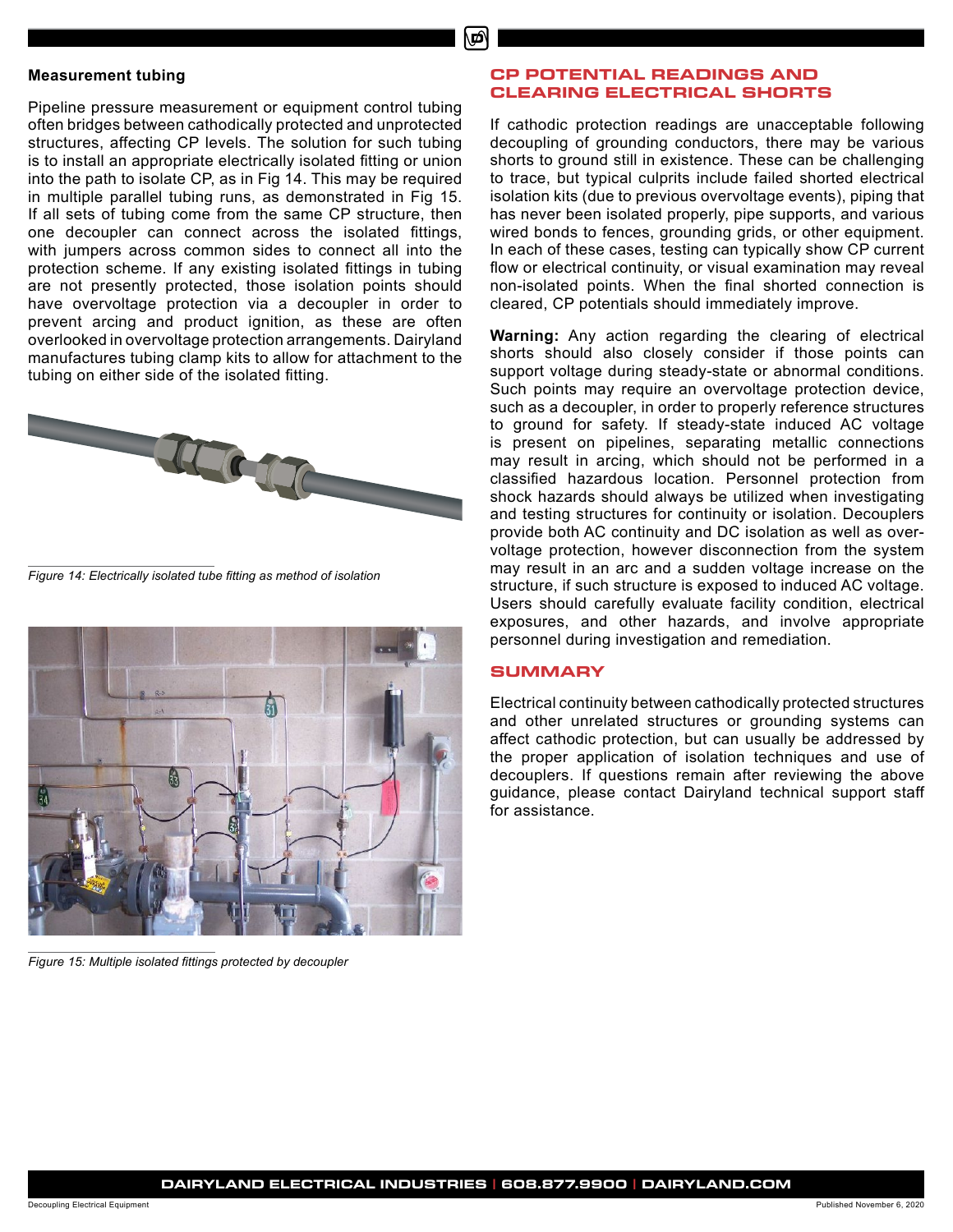### Measurement tubing

Pipeline pressure measurement or equipment control tubing often bridges between cathodically protected and unprotected structures, affecting CP levels. The solution for such tubing is to install an appropriate electrically isolated fitting or union into the path to isolate CP, as in Fig 14. This may be required in multiple parallel tubing runs, as demonstrated in Fig 15. If all sets of tubing come from the same CP structure, then one decoupler can connect across the isolated fittings, with jumpers across common sides to connect all into the protection scheme. If any existing isolated fittings in tubing are not presently protected, those isolation points should have overvoltage protection via a decoupler in order to prevent arcing and product ignition, as these are often overlooked in overvoltage protection arrangements. Dairyland manufactures tubing clamp kits to allow for attachment to the tubing on either side of the isolated fitting.

*Figure 14: Electrically isolated tube fitting as method of isolation*

*Figure 15: Multiple isolated fittings protected by decoupler*

## CP POTENTIAL READINGS AND CLEARING ELECTRICAL SHORTS

If cathodic protection readings are unacceptable following decoupling of grounding conductors, there may be various shorts to ground still in existence. These can be challenging to trace, but typical culprits include failed shorted electrical isolation kits (due to previous overvoltage events), piping that has never been isolated properly, pipe supports, and various wired bonds to fences, grounding grids, or other equipment. In each of these cases, testing can typically show CP current flow or electrical continuity, or visual examination may reveal non-isolated points. When the final shorted connection is cleared, CP potentials should immediately improve.

**Warning:** Any action regarding the clearing of electrical shorts should also closely consider if those points can support voltage during steady-state or abnormal conditions. Such points may require an overvoltage protection device, such as a decoupler, in order to properly reference structures to ground for safety. If steady-state induced AC voltage is present on pipelines, separating metallic connections may result in arcing, which should not be performed in a classified hazardous location. Personnel protection from shock hazards should always be utilized when investigating and testing structures for continuity or isolation. Decouplers provide both AC continuity and DC isolation as well as overvoltage protection, however disconnection from the system may result in an arc and a sudden voltage increase on the structure, if such structure is exposed to induced AC voltage. Users should carefully evaluate facility condition, electrical exposures, and other hazards, and involve appropriate personnel during investigation and remediation.

## SUMMARY

Electrical continuity between cathodically protected structures and other unrelated structures or grounding systems can affect cathodic protection, but can usually be addressed by the proper application of isolation techniques and use of decouplers. If questions remain after reviewing the above guidance, please contact Dairyland technical support staff for assistance.